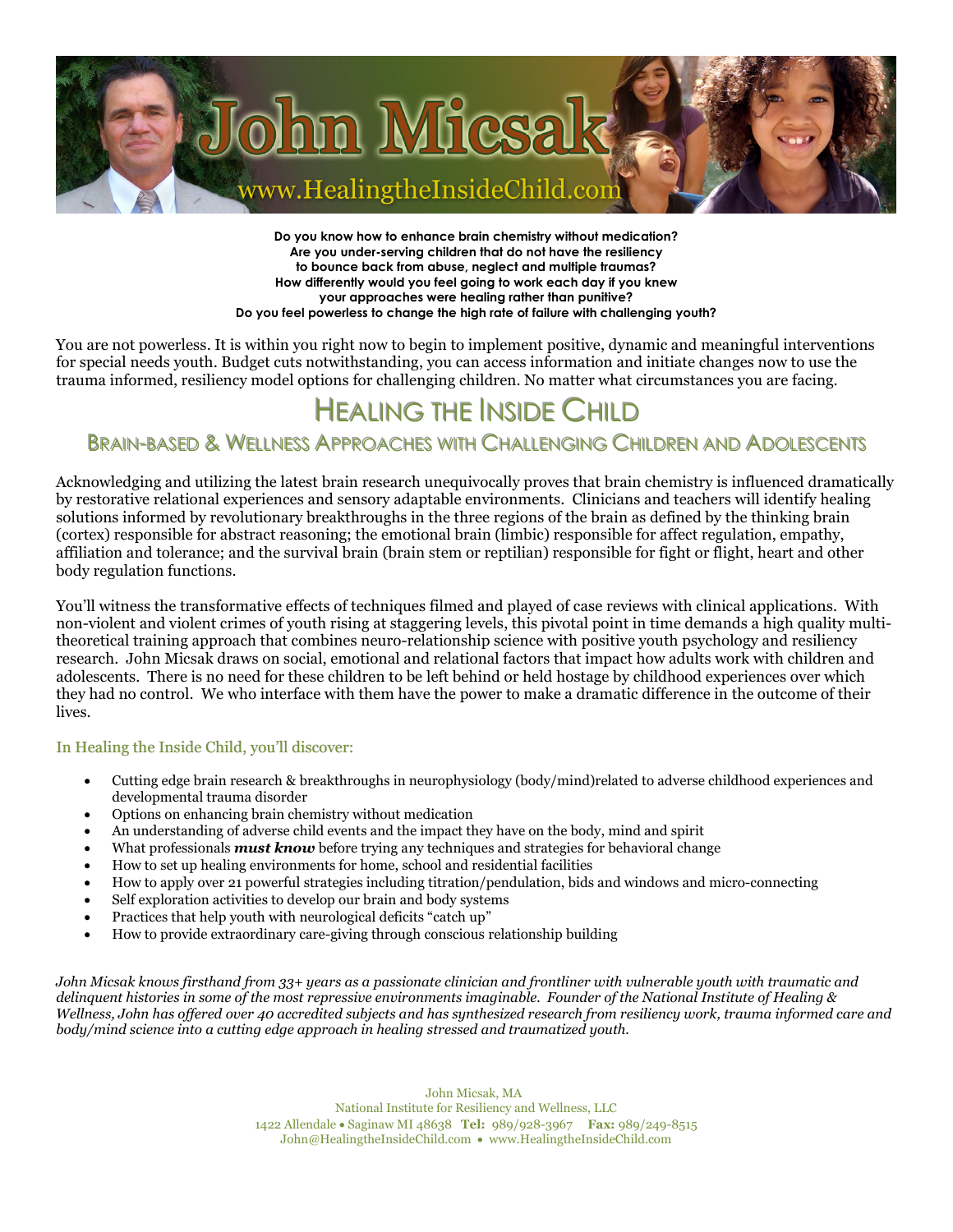# John Micsak

www.HealingtheInsideChild.com

**Do you know how to enhance brain chemistry without medication?**
**Are you under-serving children that do not have the resiliency to bounce back from abuse, neglect and multiple traumas?**
**How differently would you feel going to work each day if you knew your approaches were healing rather than punitive?**
**Do you feel powerless to change the high rate of failure with challenging youth?**

You are not powerless. It is within you right now to begin to implement positive, dynamic and meaningful interventions for special needs youth. Budget cuts notwithstanding, you can access information and initiate changes now to use the trauma informed, resiliency model options for challenging children. No matter what circumstances you are facing.

## Healing the Inside Child

### Brain-Based & Wellness Approaches with Challenging Children and Adolescents

Acknowledging and utilizing the latest brain research unequivocally proves that brain chemistry is influenced dramatically by restorative relational experiences and sensory adaptable environments. Clinicians and teachers will identify healing solutions informed by revolutionary breakthroughs in the three regions of the brain as defined by the thinking brain (cortex) responsible for abstract reasoning; the emotional brain (limbic) responsible for affect regulation, empathy, affiliation and tolerance; and the survival brain (brain stem or reptilian) responsible for fight or flight, heart and other body regulation functions.

You'll witness the transformative effects of techniques filmed and played of case reviews with clinical applications. With non-violent and violent crimes of youth rising at staggering levels, this pivotal point in time demands a high quality multi-theoretical training approach that combines neuro-relationship science with positive youth psychology and resiliency research. John Micsak draws on social, emotional and relational factors that impact how adults work with children and adolescents. There is no need for these children to be left behind or held hostage by childhood experiences over which they had no control. We who interface with them have the power to make a dramatic difference in the outcome of their lives.

#### In Healing the Inside Child, you'll discover:

- Cutting edge brain research & breakthroughs in neurophysiology (body/mind)related to adverse childhood experiences and developmental trauma disorder
- Options on enhancing brain chemistry without medication
- An understanding of adverse child events and the impact they have on the body, mind and spirit
- What professionals ***must know*** before trying any techniques and strategies for behavioral change
- How to set up healing environments for home, school and residential facilities
- How to apply over 21 powerful strategies including titration/pendulation, bids and windows and micro-connecting
- Self exploration activities to develop our brain and body systems
- Practices that help youth with neurological deficits "catch up"
- How to provide extraordinary care-giving through conscious relationship building

*John Micsak knows firsthand from 33+ years as a passionate clinician and frontliner with vulnerable youth with traumatic and delinquent histories in some of the most repressive environments imaginable. Founder of the National Institute of Healing & Wellness, John has offered over 40 accredited subjects and has synthesized research from resiliency work, trauma informed care and body/mind science into a cutting edge approach in healing stressed and traumatized youth.*

John Micsak, MA
National Institute for Resiliency and Wellness, LLC
1422 Allendale • Saginaw MI 48638 **Tel:** 989/928-3967 **Fax:** 989/249-8515
John@HealingtheInsideChild.com • www.HealingtheInsideChild.com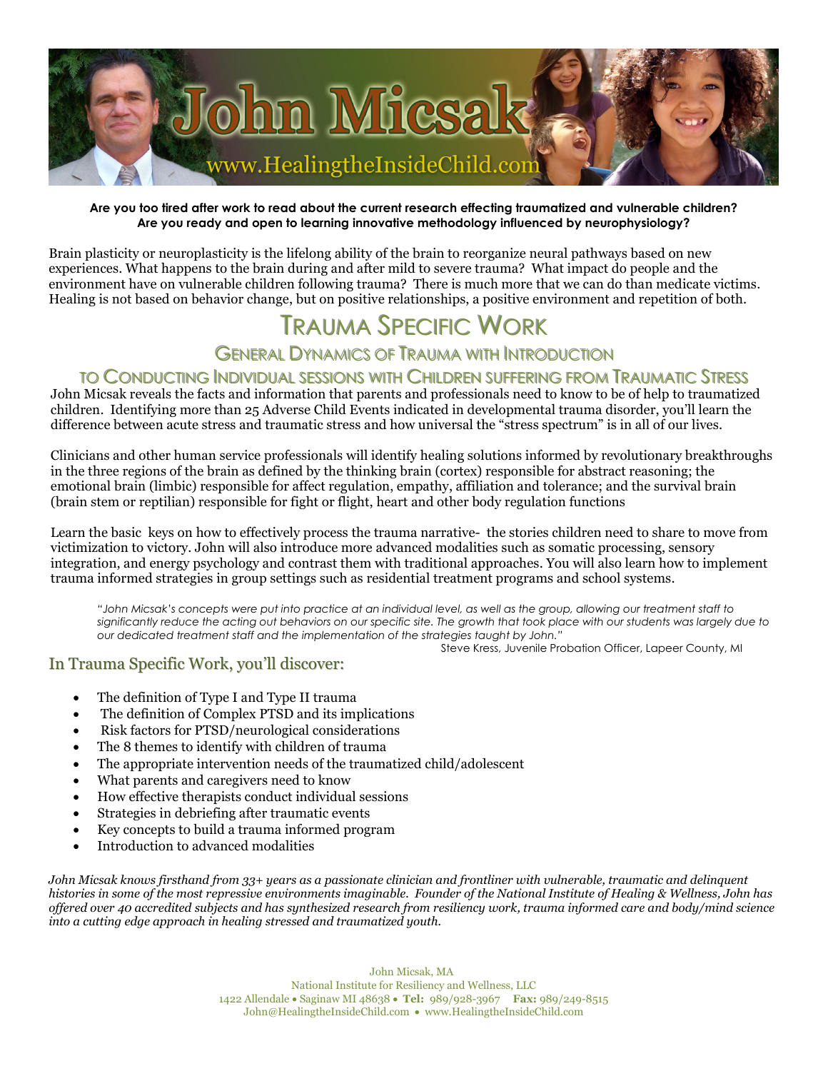# John Micsak

www.HealingtheInsideChild.com

**Are you too tired after work to read about the current research effecting traumatized and vulnerable children? Are you ready and open to learning innovative methodology influenced by neurophysiology?**

Brain plasticity or neuroplasticity is the lifelong ability of the brain to reorganize neural pathways based on new experiences. What happens to the brain during and after mild to severe trauma? What impact do people and the environment have on vulnerable children following trauma? There is much more that we can do than medicate victims. Healing is not based on behavior change, but on positive relationships, a positive environment and repetition of both.

## Trauma Specific Work

### General Dynamics of Trauma with Introduction to Conducting Individual sessions with Children suffering from Traumatic Stress

John Micsak reveals the facts and information that parents and professionals need to know to be of help to traumatized children. Identifying more than 25 Adverse Child Events indicated in developmental trauma disorder, you'll learn the difference between acute stress and traumatic stress and how universal the "stress spectrum" is in all of our lives.

Clinicians and other human service professionals will identify healing solutions informed by revolutionary breakthroughs in the three regions of the brain as defined by the thinking brain (cortex) responsible for abstract reasoning; the emotional brain (limbic) responsible for affect regulation, empathy, affiliation and tolerance; and the survival brain (brain stem or reptilian) responsible for fight or flight, heart and other body regulation functions

Learn the basic keys on how to effectively process the trauma narrative- the stories children need to share to move from victimization to victory. John will also introduce more advanced modalities such as somatic processing, sensory integration, and energy psychology and contrast them with traditional approaches. You will also learn how to implement trauma informed strategies in group settings such as residential treatment programs and school systems.

> *"John Micsak's concepts were put into practice at an individual level, as well as the group, allowing our treatment staff to significantly reduce the acting out behaviors on our specific site. The growth that took place with our students was largely due to our dedicated treatment staff and the implementation of the strategies taught by John."*
>
> Steve Kress, Juvenile Probation Officer, Lapeer County, MI

### In Trauma Specific Work, you'll discover:

- The definition of Type I and Type II trauma
- The definition of Complex PTSD and its implications
- Risk factors for PTSD/neurological considerations
- The 8 themes to identify with children of trauma
- The appropriate intervention needs of the traumatized child/adolescent
- What parents and caregivers need to know
- How effective therapists conduct individual sessions
- Strategies in debriefing after traumatic events
- Key concepts to build a trauma informed program
- Introduction to advanced modalities

*John Micsak knows firsthand from 33+ years as a passionate clinician and frontliner with vulnerable, traumatic and delinquent histories in some of the most repressive environments imaginable. Founder of the National Institute of Healing & Wellness, John has offered over 40 accredited subjects and has synthesized research from resiliency work, trauma informed care and body/mind science into a cutting edge approach in healing stressed and traumatized youth.*

John Micsak, MA
National Institute for Resiliency and Wellness, LLC
1422 Allendale • Saginaw MI 48638 • **Tel:** 989/928-3967 **Fax:** 989/249-8515
John@HealingtheInsideChild.com • www.HealingtheInsideChild.com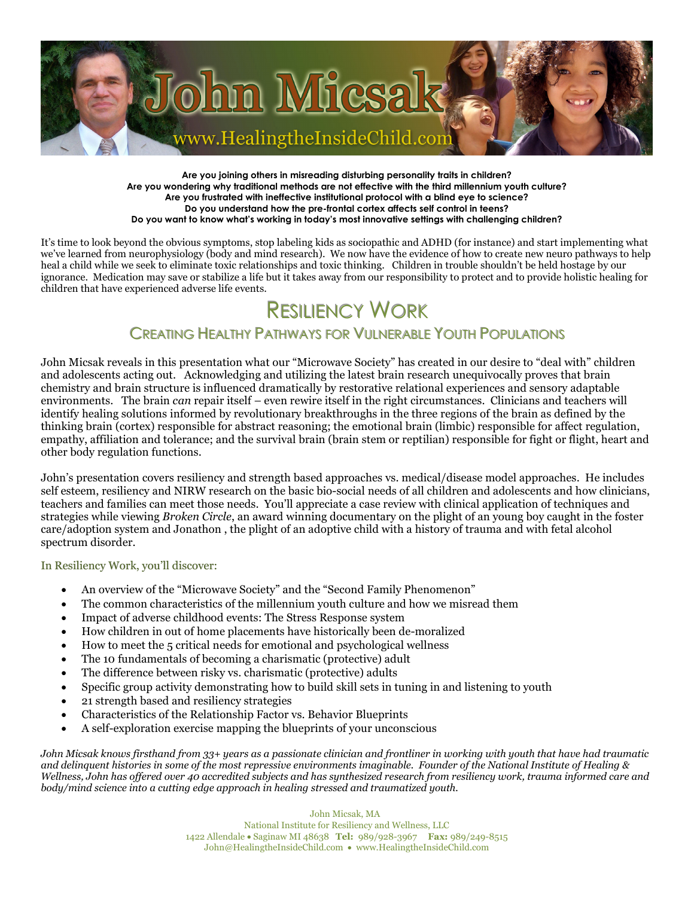# John Micsak

www.HealingtheInsideChild.com

**Are you joining others in misreading disturbing personality traits in children?**
**Are you wondering why traditional methods are not effective with the third millennium youth culture?**
**Are you frustrated with ineffective institutional protocol with a blind eye to science?**
**Do you understand how the pre-frontal cortex affects self control in teens?**
**Do you want to know what's working in today's most innovative settings with challenging children?**

It's time to look beyond the obvious symptoms, stop labeling kids as sociopathic and ADHD (for instance) and start implementing what we've learned from neurophysiology (body and mind research). We now have the evidence of how to create new neuro pathways to help heal a child while we seek to eliminate toxic relationships and toxic thinking. Children in trouble shouldn't be held hostage by our ignorance. Medication may save or stabilize a life but it takes away from our responsibility to protect and to provide holistic healing for children that have experienced adverse life events.

## Resiliency Work

### Creating Healthy Pathways for Vulnerable Youth Populations

John Micsak reveals in this presentation what our "Microwave Society" has created in our desire to "deal with" children and adolescents acting out. Acknowledging and utilizing the latest brain research unequivocally proves that brain chemistry and brain structure is influenced dramatically by restorative relational experiences and sensory adaptable environments. The brain *can* repair itself – even rewire itself in the right circumstances. Clinicians and teachers will identify healing solutions informed by revolutionary breakthroughs in the three regions of the brain as defined by the thinking brain (cortex) responsible for abstract reasoning; the emotional brain (limbic) responsible for affect regulation, empathy, affiliation and tolerance; and the survival brain (brain stem or reptilian) responsible for fight or flight, heart and other body regulation functions.

John's presentation covers resiliency and strength based approaches vs. medical/disease model approaches. He includes self esteem, resiliency and NIRW research on the basic bio-social needs of all children and adolescents and how clinicians, teachers and families can meet those needs. You'll appreciate a case review with clinical application of techniques and strategies while viewing *Broken Circle*, an award winning documentary on the plight of an young boy caught in the foster care/adoption system and Jonathon , the plight of an adoptive child with a history of trauma and with fetal alcohol spectrum disorder.

In Resiliency Work, you'll discover:

- An overview of the "Microwave Society" and the "Second Family Phenomenon"
- The common characteristics of the millennium youth culture and how we misread them
- Impact of adverse childhood events: The Stress Response system
- How children in out of home placements have historically been de-moralized
- How to meet the 5 critical needs for emotional and psychological wellness
- The 10 fundamentals of becoming a charismatic (protective) adult
- The difference between risky vs. charismatic (protective) adults
- Specific group activity demonstrating how to build skill sets in tuning in and listening to youth
- 21 strength based and resiliency strategies
- Characteristics of the Relationship Factor vs. Behavior Blueprints
- A self-exploration exercise mapping the blueprints of your unconscious

*John Micsak knows firsthand from 33+ years as a passionate clinician and frontliner in working with youth that have had traumatic and delinquent histories in some of the most repressive environments imaginable. Founder of the National Institute of Healing & Wellness, John has offered over 40 accredited subjects and has synthesized research from resiliency work, trauma informed care and body/mind science into a cutting edge approach in healing stressed and traumatized youth.*

John Micsak, MA
National Institute for Resiliency and Wellness, LLC
1422 Allendale • Saginaw MI 48638 **Tel:** 989/928-3967 **Fax:** 989/249-8515
John@HealingtheInsideChild.com • www.HealingtheInsideChild.com